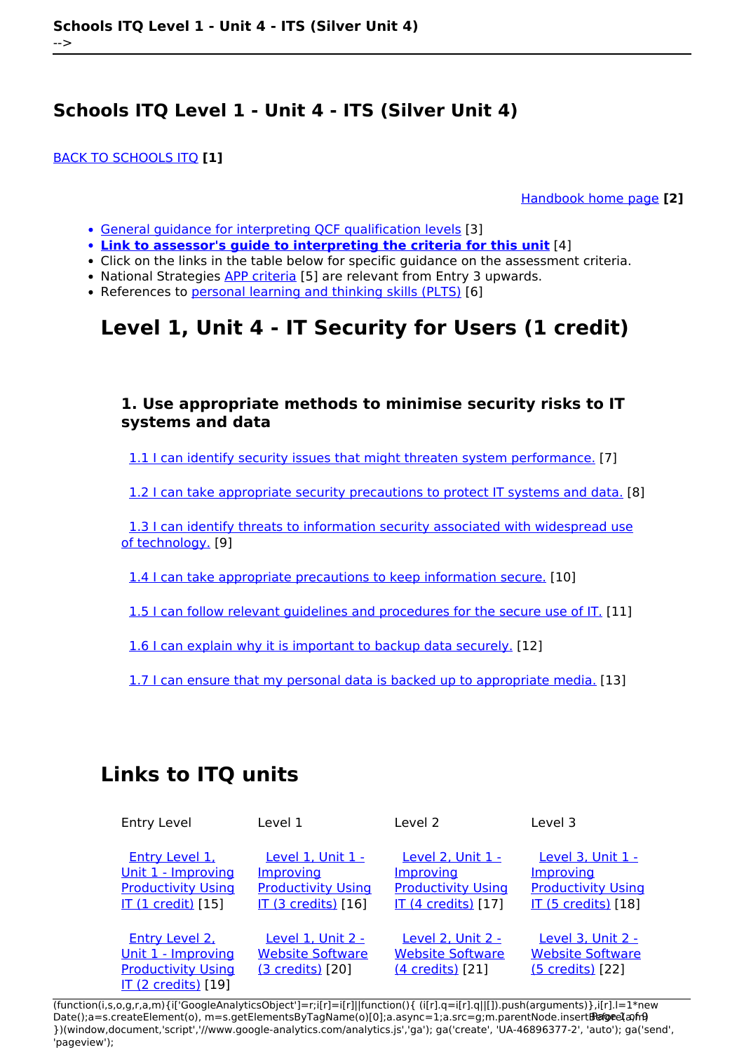# Schools ITQ Level 1 - Unit 4 - ITS (Silver Unit 4)

BACK TO SCHOOLS ITQ **[1]**

Handbook home page **[2]**

- General guidance for interpreting QCF qualification levels [3]
- **Link to assessor's guide to interpreting the criteria for this unit** [4]
- Click on the links in the table below for specific guidance on the assessment criteria.
- National Strategies APP criteria [5] are relevant from Entry 3 upwards.
- References to personal learning and thinking skills (PLTS) [6]

## Level 1, Unit 4 - IT Security for Users (1 credit)

### 1. Use appropriate methods to minimise security risks to IT systems and data

1.1 I can identify security issues that might threaten system performance. [7]

1.2 I can take appropriate security precautions to protect IT systems and data. [8]

1.3 I can identify threats to information security associated with widespread use of technology. [9]

1.4 I can take appropriate precautions to keep information secure. [10]

1.5 I can follow relevant guidelines and procedures for the secure use of IT. [11]

1.6 I can explain why it is important to backup data securely. [12]

1.7 I can ensure that my personal data is backed up to appropriate media. [13]

## Links to ITQ units

| Entry Level | Level 1 | Level 2 | Level 3 |
|---|---|---|---|
| Entry Level 1, Unit 1 - Improving Productivity Using IT (1 credit) [15] | Level 1, Unit 1 - Improving Productivity Using IT (3 credits) [16] | Level 2, Unit 1 - Improving Productivity Using IT (4 credits) [17] | Level 3, Unit 1 - Improving Productivity Using IT (5 credits) [18] |
| Entry Level 2, Unit 1 - Improving Productivity Using IT (2 credits) [19] | Level 1, Unit 2 - Website Software (3 credits) [20] | Level 2, Unit 2 - Website Software (4 credits) [21] | Level 3, Unit 2 - Website Software (5 credits) [22] |

```
(function(i,s,o,g,r,a,m){i['GoogleAnalyticsObject']=r;i[r]=i[r]||function(){ (i[r].q=i[r].q||[]).push(arguments)},i[r].l=1*new Date();a=s.createElement(o), m=s.getElementsByTagName(o)[0];a.async=1;a.src=g;m.parentNode.insertBefore(a,m) })(window,document,'script','//www.google-analytics.com/analytics.js','ga'); ga('create', 'UA-46896377-2', 'auto'); ga('send', 'pageview');
```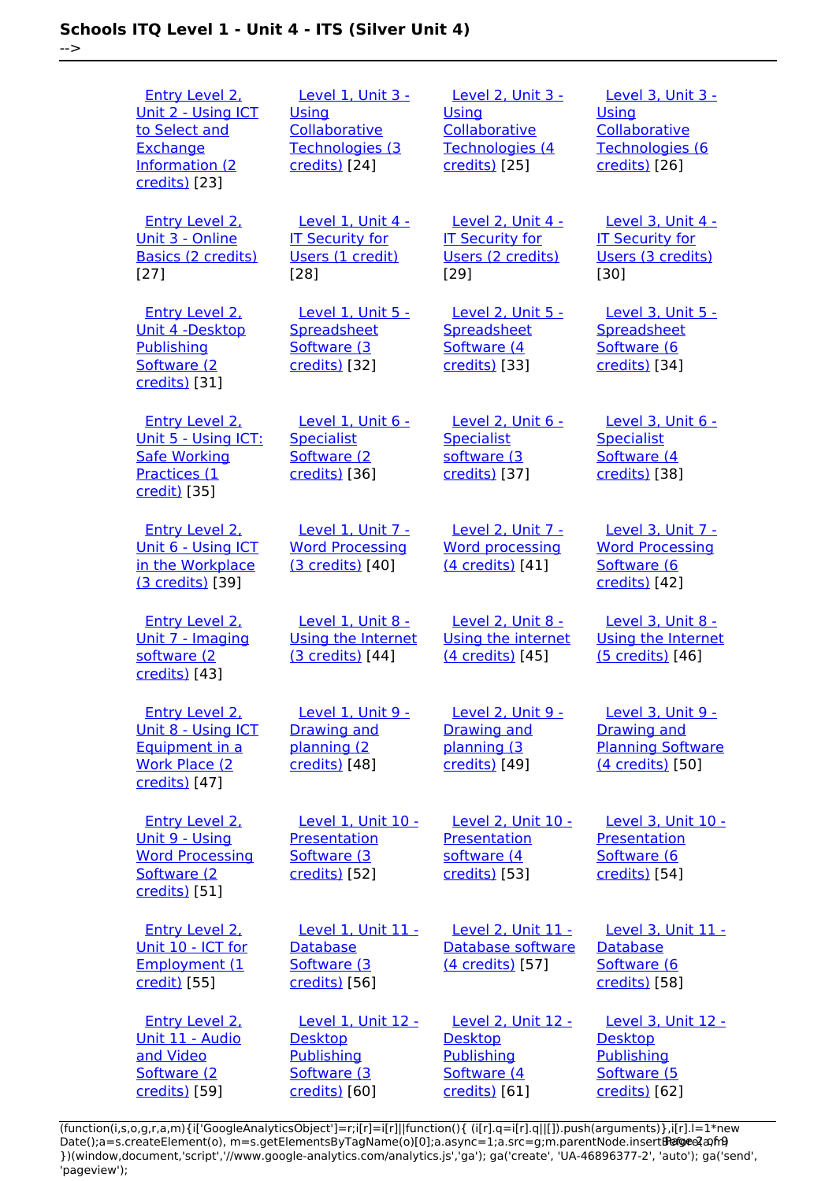| | | | |
|---|---|---|---|
| Entry Level 2, Unit 2 - Using ICT to Select and Exchange Information (2 credits) [23] | Level 1, Unit 3 - Using Collaborative Technologies (3 credits) [24] | Level 2, Unit 3 - Using Collaborative Technologies (4 credits) [25] | Level 3, Unit 3 - Using Collaborative Technologies (6 credits) [26] |
| Entry Level 2, Unit 3 - Online Basics (2 credits) [27] | Level 1, Unit 4 - IT Security for Users (1 credit) [28] | Level 2, Unit 4 - IT Security for Users (2 credits) [29] | Level 3, Unit 4 - IT Security for Users (3 credits) [30] |
| Entry Level 2, Unit 4 -Desktop Publishing Software (2 credits) [31] | Level 1, Unit 5 - Spreadsheet Software (3 credits) [32] | Level 2, Unit 5 - Spreadsheet Software (4 credits) [33] | Level 3, Unit 5 - Spreadsheet Software (6 credits) [34] |
| Entry Level 2, Unit 5 - Using ICT: Safe Working Practices (1 credit) [35] | Level 1, Unit 6 - Specialist Software (2 credits) [36] | Level 2, Unit 6 - Specialist software (3 credits) [37] | Level 3, Unit 6 - Specialist Software (4 credits) [38] |
| Entry Level 2, Unit 6 - Using ICT in the Workplace (3 credits) [39] | Level 1, Unit 7 - Word Processing (3 credits) [40] | Level 2, Unit 7 - Word processing (4 credits) [41] | Level 3, Unit 7 - Word Processing Software (6 credits) [42] |
| Entry Level 2, Unit 7 - Imaging software (2 credits) [43] | Level 1, Unit 8 - Using the Internet (3 credits) [44] | Level 2, Unit 8 - Using the internet (4 credits) [45] | Level 3, Unit 8 - Using the Internet (5 credits) [46] |
| Entry Level 2, Unit 8 - Using ICT Equipment in a Work Place (2 credits) [47] | Level 1, Unit 9 - Drawing and planning (2 credits) [48] | Level 2, Unit 9 - Drawing and planning (3 credits) [49] | Level 3, Unit 9 - Drawing and Planning Software (4 credits) [50] |
| Entry Level 2, Unit 9 - Using Word Processing Software (2 credits) [51] | Level 1, Unit 10 - Presentation Software (3 credits) [52] | Level 2, Unit 10 - Presentation software (4 credits) [53] | Level 3, Unit 10 - Presentation Software (6 credits) [54] |
| Entry Level 2, Unit 10 - ICT for Employment (1 credit) [55] | Level 1, Unit 11 - Database Software (3 credits) [56] | Level 2, Unit 11 - Database software (4 credits) [57] | Level 3, Unit 11 - Database Software (6 credits) [58] |
| Entry Level 2, Unit 11 - Audio and Video Software (2 credits) [59] | Level 1, Unit 12 - Desktop Publishing Software (3 credits) [60] | Level 2, Unit 12 - Desktop Publishing Software (4 credits) [61] | Level 3, Unit 12 - Desktop Publishing Software (5 credits) [62] |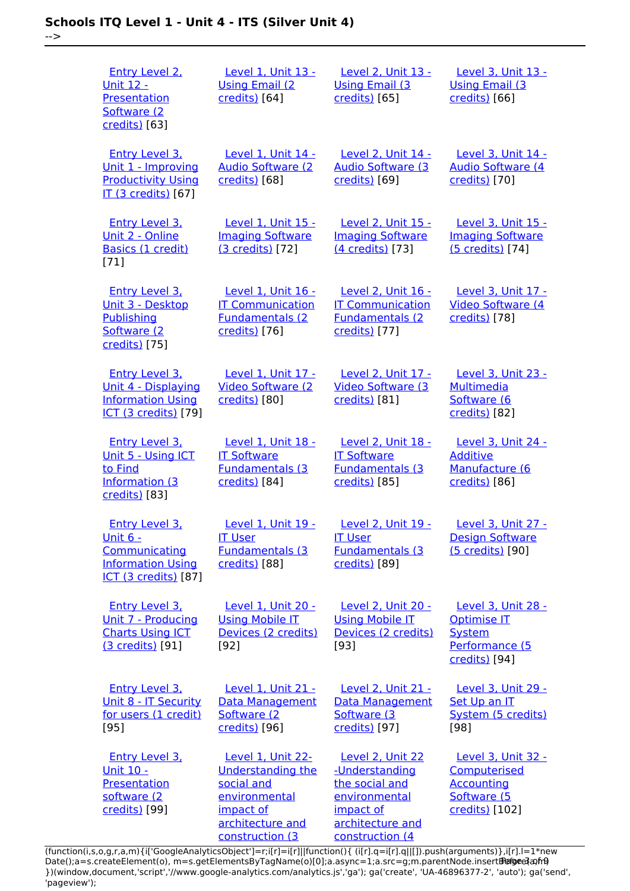| | | | |
|---|---|---|---|
| Entry Level 2, Unit 12 - Presentation Software (2 credits) [63] | Level 1, Unit 13 - Using Email (2 credits) [64] | Level 2, Unit 13 - Using Email (3 credits) [65] | Level 3, Unit 13 - Using Email (3 credits) [66] |
| Entry Level 3, Unit 1 - Improving Productivity Using IT (3 credits) [67] | Level 1, Unit 14 - Audio Software (2 credits) [68] | Level 2, Unit 14 - Audio Software (3 credits) [69] | Level 3, Unit 14 - Audio Software (4 credits) [70] |
| Entry Level 3, Unit 2 - Online Basics (1 credit) [71] | Level 1, Unit 15 - Imaging Software (3 credits) [72] | Level 2, Unit 15 - Imaging Software (4 credits) [73] | Level 3, Unit 15 - Imaging Software (5 credits) [74] |
| Entry Level 3, Unit 3 - Desktop Publishing Software (2 credits) [75] | Level 1, Unit 16 - IT Communication Fundamentals (2 credits) [76] | Level 2, Unit 16 - IT Communication Fundamentals (2 credits) [77] | Level 3, Unit 17 - Video Software (4 credits) [78] |
| Entry Level 3, Unit 4 - Displaying Information Using ICT (3 credits) [79] | Level 1, Unit 17 - Video Software (2 credits) [80] | Level 2, Unit 17 - Video Software (3 credits) [81] | Level 3, Unit 23 - Multimedia Software (6 credits) [82] |
| Entry Level 3, Unit 5 - Using ICT to Find Information (3 credits) [83] | Level 1, Unit 18 - IT Software Fundamentals (3 credits) [84] | Level 2, Unit 18 - IT Software Fundamentals (3 credits) [85] | Level 3, Unit 24 - Additive Manufacture (6 credits) [86] |
| Entry Level 3, Unit 6 - Communicating Information Using ICT (3 credits) [87] | Level 1, Unit 19 - IT User Fundamentals (3 credits) [88] | Level 2, Unit 19 - IT User Fundamentals (3 credits) [89] | Level 3, Unit 27 - Design Software (5 credits) [90] |
| Entry Level 3, Unit 7 - Producing Charts Using ICT (3 credits) [91] | Level 1, Unit 20 - Using Mobile IT Devices (2 credits) [92] | Level 2, Unit 20 - Using Mobile IT Devices (2 credits) [93] | Level 3, Unit 28 - Optimise IT System Performance (5 credits) [94] |
| Entry Level 3, Unit 8 - IT Security for users (1 credit) [95] | Level 1, Unit 21 - Data Management Software (2 credits) [96] | Level 2, Unit 21 - Data Management Software (3 credits) [97] | Level 3, Unit 29 - Set Up an IT System (5 credits) [98] |
| Entry Level 3, Unit 10 - Presentation software (2 credits) [99] | Level 1, Unit 22- Understanding the social and environmental impact of architecture and construction (3 | Level 2, Unit 22 -Understanding the social and environmental impact of architecture and construction (4 | Level 3, Unit 32 - Computerised Accounting Software (5 credits) [102] |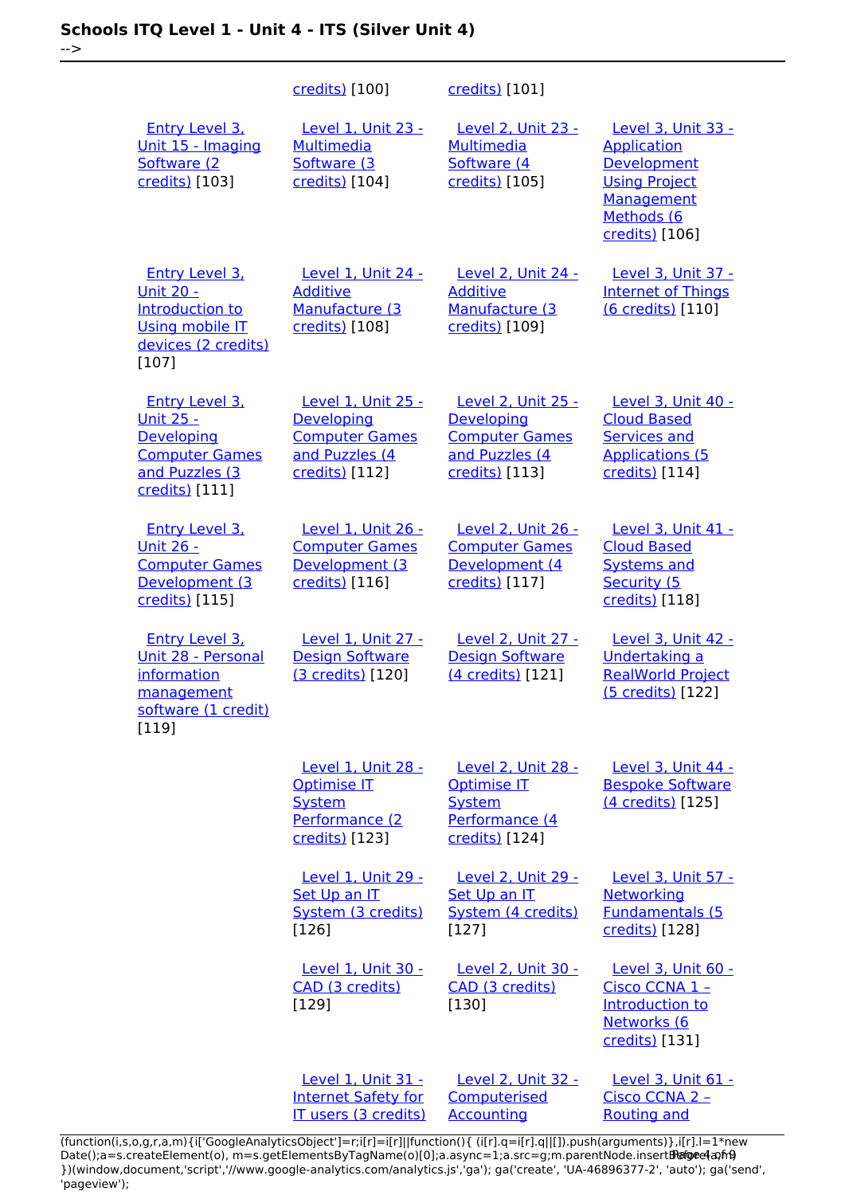| | | | |
|---|---|---|---|
| | credits) [100] | credits) [101] | |
| Entry Level 3, Unit 15 - Imaging Software (2 credits) [103] | Level 1, Unit 23 - Multimedia Software (3 credits) [104] | Level 2, Unit 23 - Multimedia Software (4 credits) [105] | Level 3, Unit 33 - Application Development Using Project Management Methods (6 credits) [106] |
| Entry Level 3, Unit 20 - Introduction to Using mobile IT devices (2 credits) [107] | Level 1, Unit 24 - Additive Manufacture (3 credits) [108] | Level 2, Unit 24 - Additive Manufacture (3 credits) [109] | Level 3, Unit 37 - Internet of Things (6 credits) [110] |
| Entry Level 3, Unit 25 - Developing Computer Games and Puzzles (3 credits) [111] | Level 1, Unit 25 - Developing Computer Games and Puzzles (4 credits) [112] | Level 2, Unit 25 - Developing Computer Games and Puzzles (4 credits) [113] | Level 3, Unit 40 - Cloud Based Services and Applications (5 credits) [114] |
| Entry Level 3, Unit 26 - Computer Games Development (3 credits) [115] | Level 1, Unit 26 - Computer Games Development (3 credits) [116] | Level 2, Unit 26 - Computer Games Development (4 credits) [117] | Level 3, Unit 41 - Cloud Based Systems and Security (5 credits) [118] |
| Entry Level 3, Unit 28 - Personal information management software (1 credit) [119] | Level 1, Unit 27 - Design Software (3 credits) [120] | Level 2, Unit 27 - Design Software (4 credits) [121] | Level 3, Unit 42 - Undertaking a RealWorld Project (5 credits) [122] |
| | Level 1, Unit 28 - Optimise IT System Performance (2 credits) [123] | Level 2, Unit 28 - Optimise IT System Performance (4 credits) [124] | Level 3, Unit 44 - Bespoke Software (4 credits) [125] |
| | Level 1, Unit 29 - Set Up an IT System (3 credits) [126] | Level 2, Unit 29 - Set Up an IT System (4 credits) [127] | Level 3, Unit 57 - Networking Fundamentals (5 credits) [128] |
| | Level 1, Unit 30 - CAD (3 credits) [129] | Level 2, Unit 30 - CAD (3 credits) [130] | Level 3, Unit 60 - Cisco CCNA 1 – Introduction to Networks (6 credits) [131] |
| | Level 1, Unit 31 - Internet Safety for IT users (3 credits) | Level 2, Unit 32 - Computerised Accounting | Level 3, Unit 61 - Cisco CCNA 2 – Routing and |

```
(function(i,s,o,g,r,a,m){i['GoogleAnalyticsObject']=r;i[r]=i[r]||function(){ (i[r].q=i[r].q||[]).push(arguments)},i[r].l=1*new Date();a=s.createElement(o), m=s.getElementsByTagName(o)[0];a.async=1;a.src=g;m.parentNode.insertBefore(a,m) })(window,document,'script','//www.google-analytics.com/analytics.js','ga'); ga('create', 'UA-46896377-2', 'auto'); ga('send', 'pageview');
```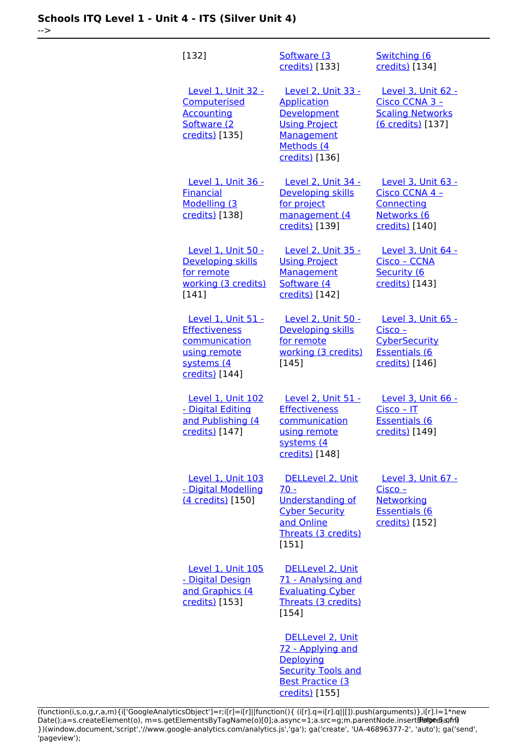| | | |
|---|---|---|
| [132] | Software (3 credits) [133] | Switching (6 credits) [134] |
| Level 1, Unit 32 - Computerised Accounting Software (2 credits) [135] | Level 2, Unit 33 - Application Development Using Project Management Methods (4 credits) [136] | Level 3, Unit 62 - Cisco CCNA 3 – Scaling Networks (6 credits) [137] |
| Level 1, Unit 36 - Financial Modelling (3 credits) [138] | Level 2, Unit 34 - Developing skills for project management (4 credits) [139] | Level 3, Unit 63 - Cisco CCNA 4 – Connecting Networks (6 credits) [140] |
| Level 1, Unit 50 - Developing skills for remote working (3 credits) [141] | Level 2, Unit 35 - Using Project Management Software (4 credits) [142] | Level 3, Unit 64 - Cisco – CCNA Security (6 credits) [143] |
| Level 1, Unit 51 - Effectiveness communication using remote systems (4 credits) [144] | Level 2, Unit 50 - Developing skills for remote working (3 credits) [145] | Level 3, Unit 65 - Cisco – CyberSecurity Essentials (6 credits) [146] |
| Level 1, Unit 102 - Digital Editing and Publishing (4 credits) [147] | Level 2, Unit 51 - Effectiveness communication using remote systems (4 credits) [148] | Level 3, Unit 66 - Cisco – IT Essentials (6 credits) [149] |
| Level 1, Unit 103 - Digital Modelling (4 credits) [150] | DELLevel 2, Unit 70 - Understanding of Cyber Security and Online Threats (3 credits) [151] | Level 3, Unit 67 - Cisco – Networking Essentials (6 credits) [152] |
| Level 1, Unit 105 - Digital Design and Graphics (4 credits) [153] | DELLevel 2, Unit 71 - Analysing and Evaluating Cyber Threats (3 credits) [154] | |
| | DELLevel 2, Unit 72 - Applying and Deploying Security Tools and Best Practice (3 credits) [155] | |

```
(function(i,s,o,g,r,a,m){i['GoogleAnalyticsObject']=r;i[r]=i[r]||function(){ (i[r].q=i[r].q||[]).push(arguments)},i[r].l=1*new Date();a=s.createElement(o), m=s.getElementsByTagName(o)[0];a.async=1;a.src=g;m.parentNode.insertBefore(a,m) })(window,document,'script','//www.google-analytics.com/analytics.js','ga'); ga('create', 'UA-46896377-2', 'auto'); ga('send', 'pageview');
```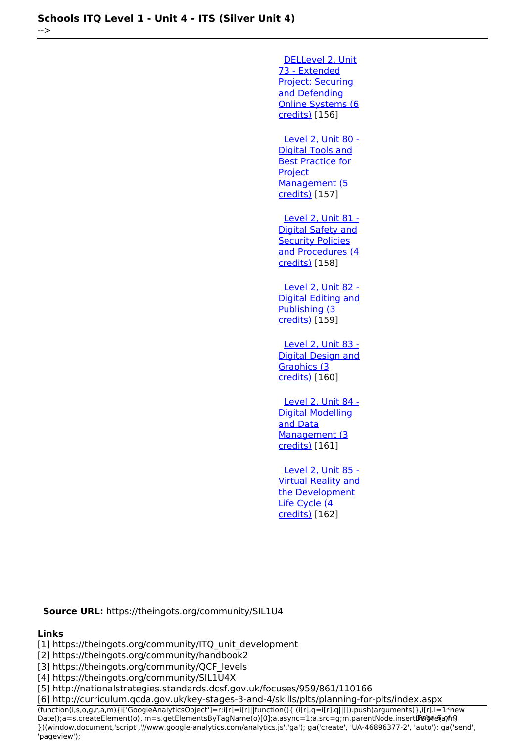[DELLevel 2, Unit 73 - Extended Project: Securing and Defending Online Systems (6 credits)] [156]

[Level 2, Unit 80 - Digital Tools and Best Practice for Project Management (5 credits)] [157]

[Level 2, Unit 81 - Digital Safety and Security Policies and Procedures (4 credits)] [158]

[Level 2, Unit 82 - Digital Editing and Publishing (3 credits)] [159]

[Level 2, Unit 83 - Digital Design and Graphics (3 credits)] [160]

[Level 2, Unit 84 - Digital Modelling and Data Management (3 credits)] [161]

[Level 2, Unit 85 - Virtual Reality and the Development Life Cycle (4 credits)] [162]

**Source URL:** https://theingots.org/community/SIL1U4

**Links**

[1] https://theingots.org/community/ITQ_unit_development
[2] https://theingots.org/community/handbook2
[3] https://theingots.org/community/QCF_levels
[4] https://theingots.org/community/SIL1U4X
[5] http://nationalstrategies.standards.dcsf.gov.uk/focuses/959/861/110166
[6] http://curriculum.qcda.gov.uk/key-stages-3-and-4/skills/plts/planning-for-plts/index.aspx

```
(function(i,s,o,g,r,a,m){i['GoogleAnalyticsObject']=r;i[r]=i[r]||function(){ (i[r].q=i[r].q||[]).push(arguments)},i[r].l=1*new Date();a=s.createElement(o), m=s.getElementsByTagName(o)[0];a.async=1;a.src=g;m.parentNode.insertBefore(a,m) })(window,document,'script','//www.google-analytics.com/analytics.js','ga'); ga('create', 'UA-46896377-2', 'auto'); ga('send', 'pageview');
```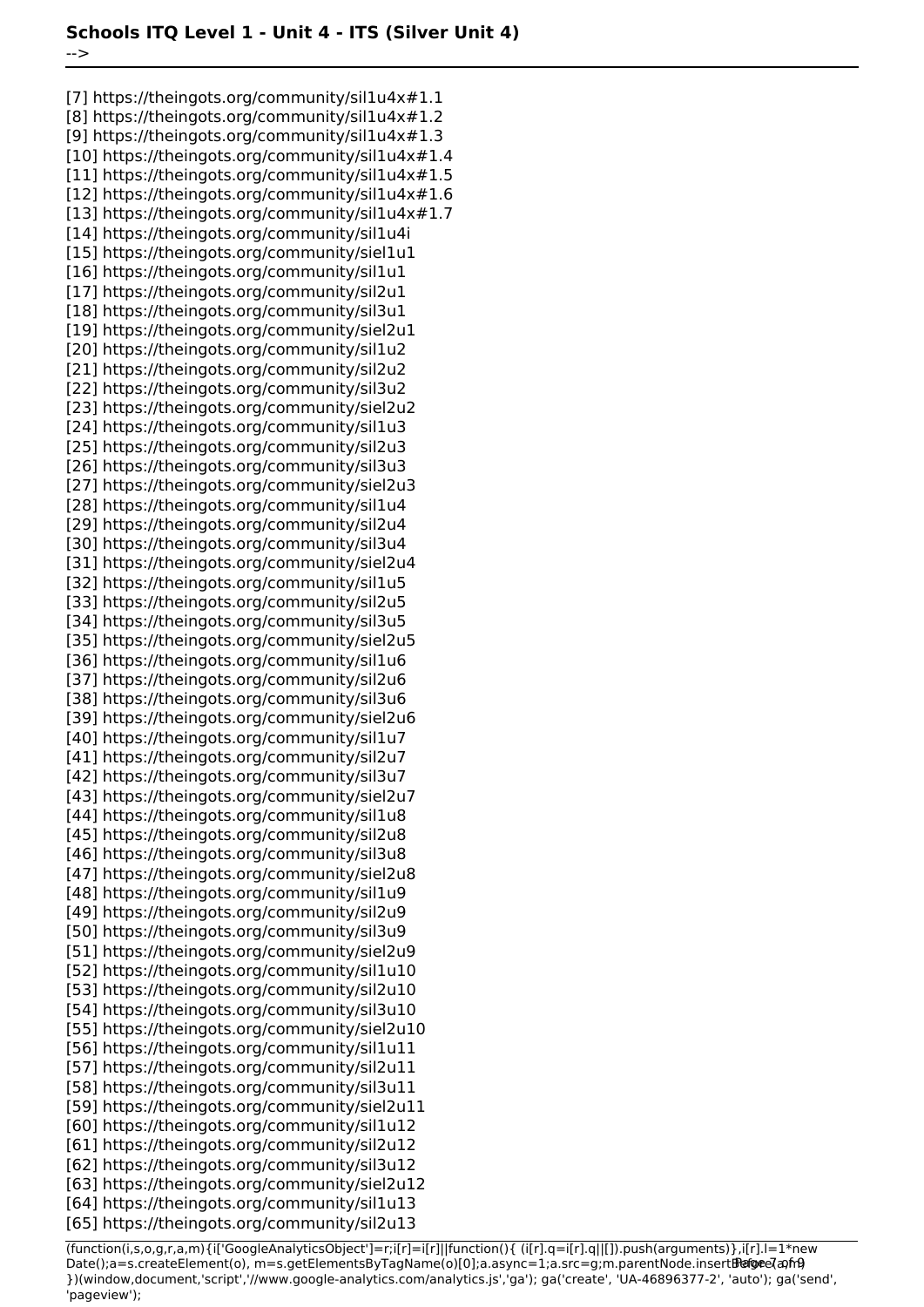[7] https://theingots.org/community/sil1u4x#1.1
[8] https://theingots.org/community/sil1u4x#1.2
[9] https://theingots.org/community/sil1u4x#1.3
[10] https://theingots.org/community/sil1u4x#1.4
[11] https://theingots.org/community/sil1u4x#1.5
[12] https://theingots.org/community/sil1u4x#1.6
[13] https://theingots.org/community/sil1u4x#1.7
[14] https://theingots.org/community/sil1u4i
[15] https://theingots.org/community/siel1u1
[16] https://theingots.org/community/sil1u1
[17] https://theingots.org/community/sil2u1
[18] https://theingots.org/community/sil3u1
[19] https://theingots.org/community/siel2u1
[20] https://theingots.org/community/sil1u2
[21] https://theingots.org/community/sil2u2
[22] https://theingots.org/community/sil3u2
[23] https://theingots.org/community/siel2u2
[24] https://theingots.org/community/sil1u3
[25] https://theingots.org/community/sil2u3
[26] https://theingots.org/community/sil3u3
[27] https://theingots.org/community/siel2u3
[28] https://theingots.org/community/sil1u4
[29] https://theingots.org/community/sil2u4
[30] https://theingots.org/community/sil3u4
[31] https://theingots.org/community/siel2u4
[32] https://theingots.org/community/sil1u5
[33] https://theingots.org/community/sil2u5
[34] https://theingots.org/community/sil3u5
[35] https://theingots.org/community/siel2u5
[36] https://theingots.org/community/sil1u6
[37] https://theingots.org/community/sil2u6
[38] https://theingots.org/community/sil3u6
[39] https://theingots.org/community/siel2u6
[40] https://theingots.org/community/sil1u7
[41] https://theingots.org/community/sil2u7
[42] https://theingots.org/community/sil3u7
[43] https://theingots.org/community/siel2u7
[44] https://theingots.org/community/sil1u8
[45] https://theingots.org/community/sil2u8
[46] https://theingots.org/community/sil3u8
[47] https://theingots.org/community/siel2u8
[48] https://theingots.org/community/sil1u9
[49] https://theingots.org/community/sil2u9
[50] https://theingots.org/community/sil3u9
[51] https://theingots.org/community/siel2u9
[52] https://theingots.org/community/sil1u10
[53] https://theingots.org/community/sil2u10
[54] https://theingots.org/community/sil3u10
[55] https://theingots.org/community/siel2u10
[56] https://theingots.org/community/sil1u11
[57] https://theingots.org/community/sil2u11
[58] https://theingots.org/community/sil3u11
[59] https://theingots.org/community/siel2u11
[60] https://theingots.org/community/sil1u12
[61] https://theingots.org/community/sil2u12
[62] https://theingots.org/community/sil3u12
[63] https://theingots.org/community/siel2u12
[64] https://theingots.org/community/sil1u13
[65] https://theingots.org/community/sil2u13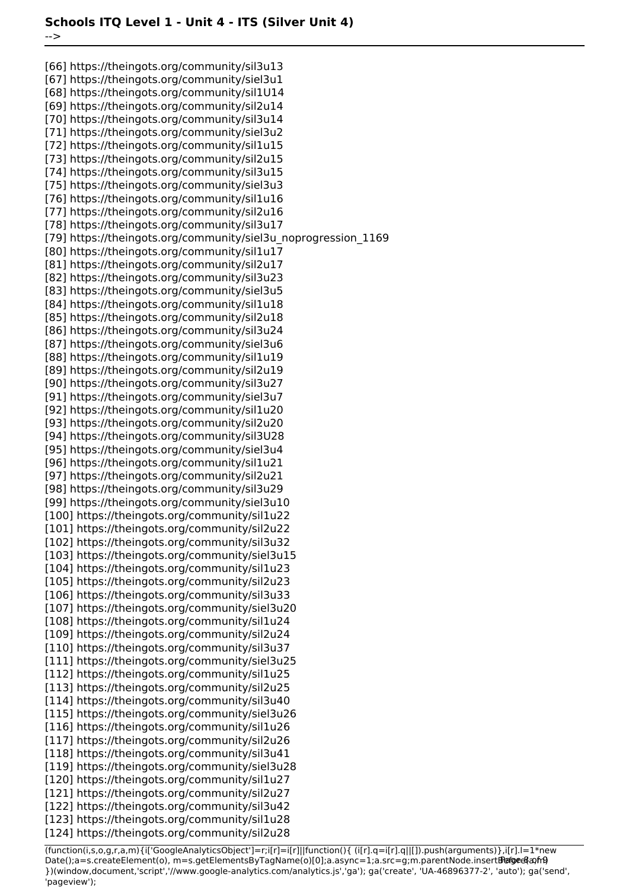[66] https://theingots.org/community/sil3u13
[67] https://theingots.org/community/siel3u1
[68] https://theingots.org/community/sil1U14
[69] https://theingots.org/community/sil2u14
[70] https://theingots.org/community/sil3u14
[71] https://theingots.org/community/siel3u2
[72] https://theingots.org/community/sil1u15
[73] https://theingots.org/community/sil2u15
[74] https://theingots.org/community/sil3u15
[75] https://theingots.org/community/siel3u3
[76] https://theingots.org/community/sil1u16
[77] https://theingots.org/community/sil2u16
[78] https://theingots.org/community/sil3u17
[79] https://theingots.org/community/siel3u_noprogression_1169
[80] https://theingots.org/community/sil1u17
[81] https://theingots.org/community/sil2u17
[82] https://theingots.org/community/sil3u23
[83] https://theingots.org/community/siel3u5
[84] https://theingots.org/community/sil1u18
[85] https://theingots.org/community/sil2u18
[86] https://theingots.org/community/sil3u24
[87] https://theingots.org/community/siel3u6
[88] https://theingots.org/community/sil1u19
[89] https://theingots.org/community/sil2u19
[90] https://theingots.org/community/sil3u27
[91] https://theingots.org/community/siel3u7
[92] https://theingots.org/community/sil1u20
[93] https://theingots.org/community/sil2u20
[94] https://theingots.org/community/sil3U28
[95] https://theingots.org/community/siel3u4
[96] https://theingots.org/community/sil1u21
[97] https://theingots.org/community/sil2u21
[98] https://theingots.org/community/sil3u29
[99] https://theingots.org/community/siel3u10
[100] https://theingots.org/community/sil1u22
[101] https://theingots.org/community/sil2u22
[102] https://theingots.org/community/sil3u32
[103] https://theingots.org/community/siel3u15
[104] https://theingots.org/community/sil1u23
[105] https://theingots.org/community/sil2u23
[106] https://theingots.org/community/sil3u33
[107] https://theingots.org/community/siel3u20
[108] https://theingots.org/community/sil1u24
[109] https://theingots.org/community/sil2u24
[110] https://theingots.org/community/sil3u37
[111] https://theingots.org/community/siel3u25
[112] https://theingots.org/community/sil1u25
[113] https://theingots.org/community/sil2u25
[114] https://theingots.org/community/sil3u40
[115] https://theingots.org/community/siel3u26
[116] https://theingots.org/community/sil1u26
[117] https://theingots.org/community/sil2u26
[118] https://theingots.org/community/sil3u41
[119] https://theingots.org/community/siel3u28
[120] https://theingots.org/community/sil1u27
[121] https://theingots.org/community/sil2u27
[122] https://theingots.org/community/sil3u42
[123] https://theingots.org/community/sil1u28
[124] https://theingots.org/community/sil2u28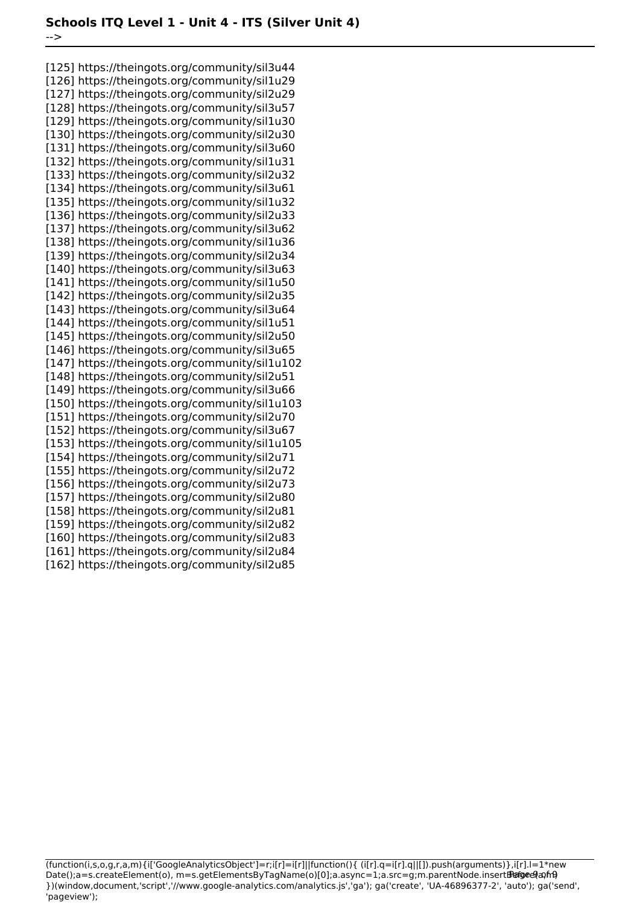[125] https://theingots.org/community/sil3u44
[126] https://theingots.org/community/sil1u29
[127] https://theingots.org/community/sil2u29
[128] https://theingots.org/community/sil3u57
[129] https://theingots.org/community/sil1u30
[130] https://theingots.org/community/sil2u30
[131] https://theingots.org/community/sil3u60
[132] https://theingots.org/community/sil1u31
[133] https://theingots.org/community/sil2u32
[134] https://theingots.org/community/sil3u61
[135] https://theingots.org/community/sil1u32
[136] https://theingots.org/community/sil2u33
[137] https://theingots.org/community/sil3u62
[138] https://theingots.org/community/sil1u36
[139] https://theingots.org/community/sil2u34
[140] https://theingots.org/community/sil3u63
[141] https://theingots.org/community/sil1u50
[142] https://theingots.org/community/sil2u35
[143] https://theingots.org/community/sil3u64
[144] https://theingots.org/community/sil1u51
[145] https://theingots.org/community/sil2u50
[146] https://theingots.org/community/sil3u65
[147] https://theingots.org/community/sil1u102
[148] https://theingots.org/community/sil2u51
[149] https://theingots.org/community/sil3u66
[150] https://theingots.org/community/sil1u103
[151] https://theingots.org/community/sil2u70
[152] https://theingots.org/community/sil3u67
[153] https://theingots.org/community/sil1u105
[154] https://theingots.org/community/sil2u71
[155] https://theingots.org/community/sil2u72
[156] https://theingots.org/community/sil2u73
[157] https://theingots.org/community/sil2u80
[158] https://theingots.org/community/sil2u81
[159] https://theingots.org/community/sil2u82
[160] https://theingots.org/community/sil2u83
[161] https://theingots.org/community/sil2u84
[162] https://theingots.org/community/sil2u85